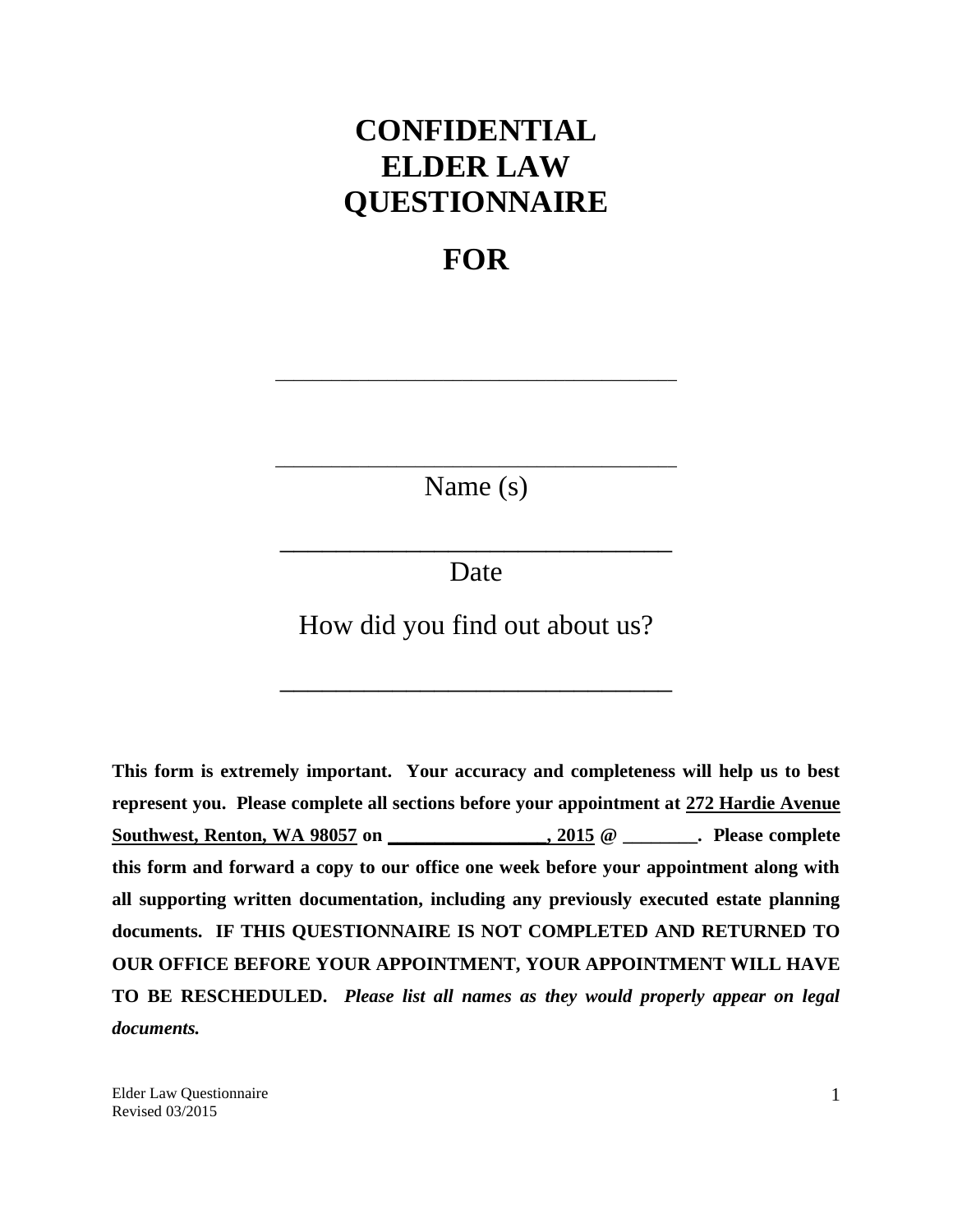# CONFIDENTIAL ELDER LAW QUESTIONNAIRE

# FOR

___________________________________

___________________________________

Name (s)

______________________________

Date

How did you find out about us?

______________________________

**This form is extremely important. Your accuracy and completeness will help us to best represent you. Please complete all sections before your appointment at <u>272 Hardie Avenue Southwest, Renton, WA 98057</u> on <u>_________________, 2015</u> @ ________. Please complete this form and forward a copy to our office one week before your appointment along with all supporting written documentation, including any previously executed estate planning documents. IF THIS QUESTIONNAIRE IS NOT COMPLETED AND RETURNED TO OUR OFFICE BEFORE YOUR APPOINTMENT, YOUR APPOINTMENT WILL HAVE TO BE RESCHEDULED.** ***Please list all names as they would properly appear on legal documents.***

Elder Law Questionnaire
Revised 03/2015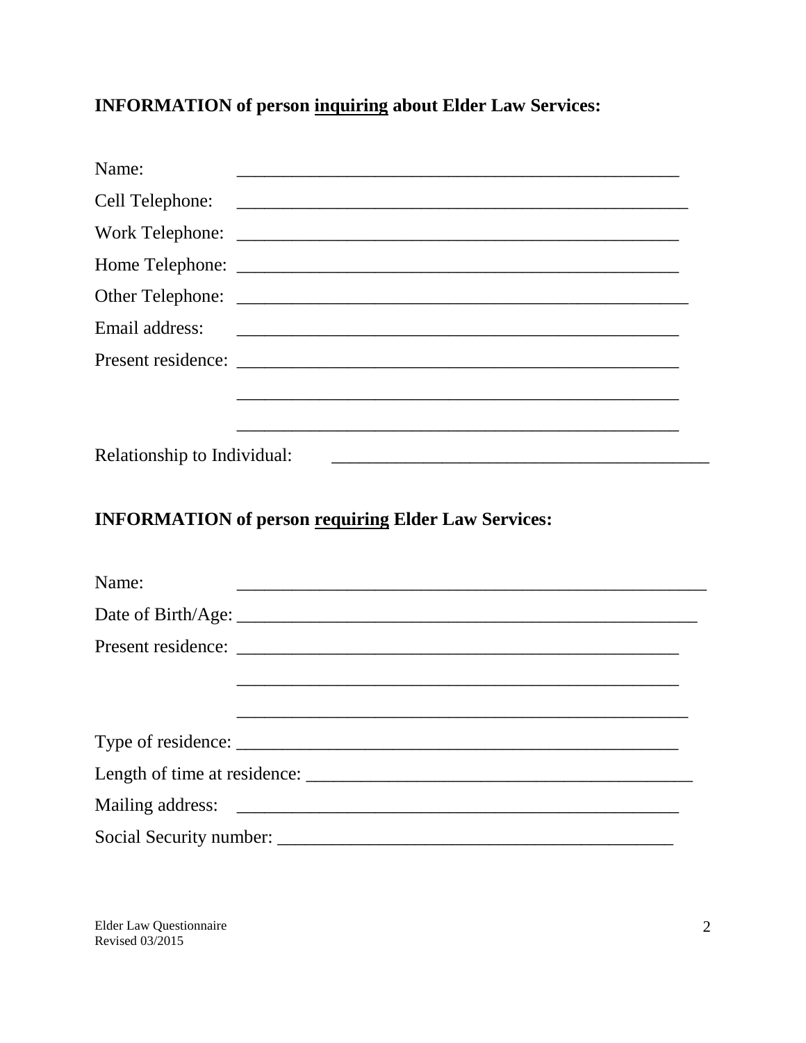**INFORMATION of person <u>inquiring</u> about Elder Law Services:**

Name: ______________________________________________

Cell Telephone: ______________________________________________

Work Telephone: ______________________________________________

Home Telephone: ______________________________________________

Other Telephone: ______________________________________________

Email address: ______________________________________________

Present residence: ______________________________________________

______________________________________________

______________________________________________

Relationship to Individual: ______________________________________

**INFORMATION of person <u>requiring</u> Elder Law Services:**

Name: ______________________________________________

Date of Birth/Age: ______________________________________________

Present residence: ______________________________________________

______________________________________________

______________________________________________

Type of residence: ______________________________________________

Length of time at residence: ________________________________________

Mailing address: ______________________________________________

Social Security number: ___________________________________________

Elder Law Questionnaire
Revised 03/2015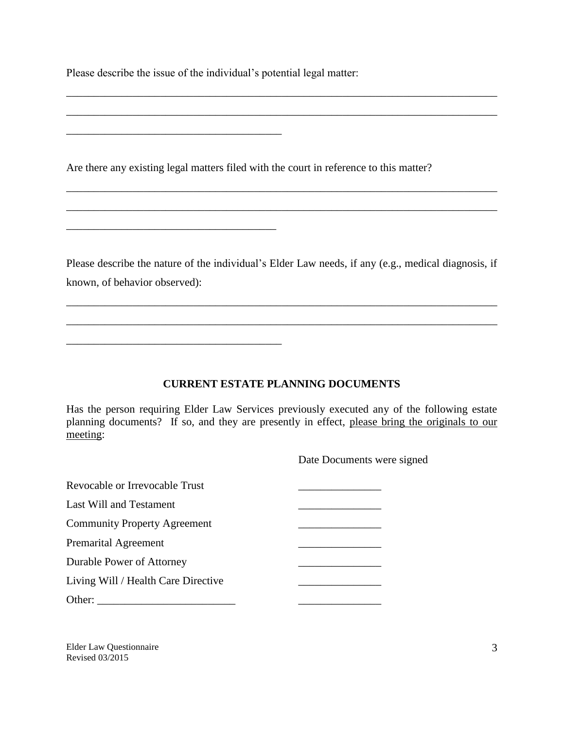Please describe the issue of the individual's potential legal matter:

_______________________________________________________________________________

_______________________________________________________________________________

_______________________________________

Are there any existing legal matters filed with the court in reference to this matter?

_______________________________________________________________________________

_______________________________________________________________________________

_______________________________________

Please describe the nature of the individual's Elder Law needs, if any (e.g., medical diagnosis, if known, of behavior observed):

_______________________________________________________________________________

_______________________________________________________________________________

_______________________________________

## CURRENT ESTATE PLANNING DOCUMENTS

Has the person requiring Elder Law Services previously executed any of the following estate planning documents? If so, and they are presently in effect, <u>please bring the originals to our meeting</u>:

| | Date Documents were signed |
|---|---|
| Revocable or Irrevocable Trust | _______________ |
| Last Will and Testament | _______________ |
| Community Property Agreement | _______________ |
| Premarital Agreement | _______________ |
| Durable Power of Attorney | _______________ |
| Living Will / Health Care Directive | _______________ |
| Other: _________________________ | _______________ |

Elder Law Questionnaire
Revised 03/2015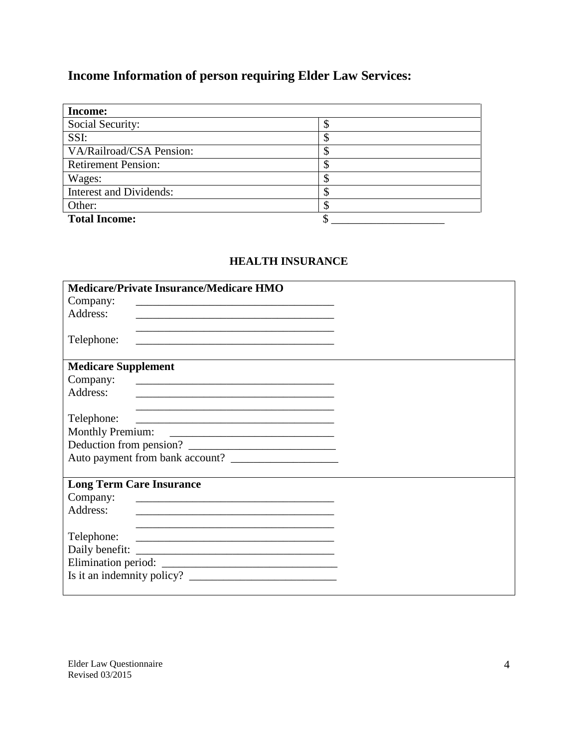## Income Information of person requiring Elder Law Services:

| **Income:** | |
|---|---|
| Social Security: | $ |
| SSI: | $ |
| VA/Railroad/CSA Pension: | $ |
| Retirement Pension: | $ |
| Wages: | $ |
| Interest and Dividends: | $ |
| Other: | $ |
| **Total Income:** | $ ____________________ |

### HEALTH INSURANCE

**Medicare/Private Insurance/Medicare HMO**

Company: ____________________________________

Address: ____________________________________

____________________________________

Telephone: ____________________________________

**Medicare Supplement**

Company: ____________________________________

Address: ____________________________________

____________________________________

Telephone: ____________________________________

Monthly Premium: ____________________________

Deduction from pension? ___________________________

Auto payment from bank account? ___________________

**Long Term Care Insurance**

Company: ____________________________________

Address: ____________________________________

____________________________________

Telephone: ____________________________________

Daily benefit: ____________________________________

Elimination period: _______________________________

Is it an indemnity policy? __________________________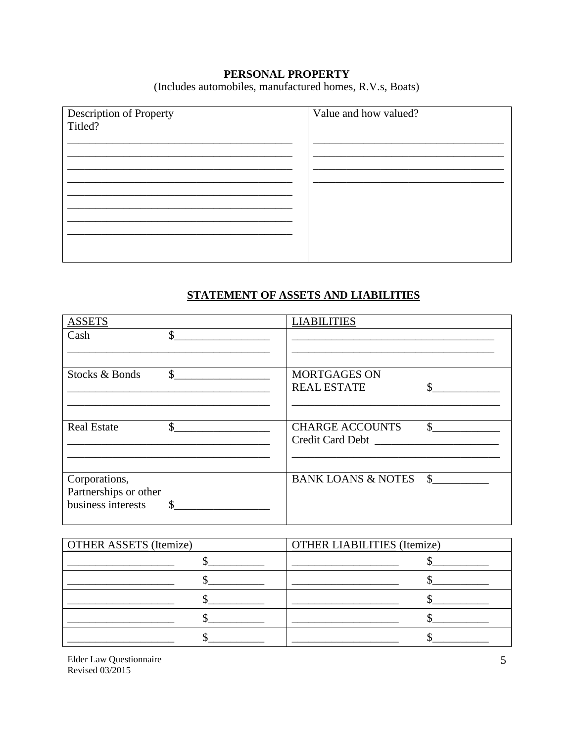## PERSONAL PROPERTY

(Includes automobiles, manufactured homes, R.V.s, Boats)

| Description of Property<br>Titled?<br>\_\_\_\_\_\_\_\_\_\_\_\_\_\_\_\_\_\_\_\_\_\_\_\_\_\_\_\_\_\_\_\_\_\_\_\_\_\_\_\_<br>\_\_\_\_\_\_\_\_\_\_\_\_\_\_\_\_\_\_\_\_\_\_\_\_\_\_\_\_\_\_\_\_\_\_\_\_\_\_\_\_<br>\_\_\_\_\_\_\_\_\_\_\_\_\_\_\_\_\_\_\_\_\_\_\_\_\_\_\_\_\_\_\_\_\_\_\_\_\_\_\_\_<br>\_\_\_\_\_\_\_\_\_\_\_\_\_\_\_\_\_\_\_\_\_\_\_\_\_\_\_\_\_\_\_\_\_\_\_\_\_\_\_\_<br>\_\_\_\_\_\_\_\_\_\_\_\_\_\_\_\_\_\_\_\_\_\_\_\_\_\_\_\_\_\_\_\_\_\_\_\_\_\_\_\_<br>\_\_\_\_\_\_\_\_\_\_\_\_\_\_\_\_\_\_\_\_\_\_\_\_\_\_\_\_\_\_\_\_\_\_\_\_\_\_\_\_<br>\_\_\_\_\_\_\_\_\_\_\_\_\_\_\_\_\_\_\_\_\_\_\_\_\_\_\_\_\_\_\_\_\_\_\_\_\_\_\_\_<br>\_\_\_\_\_\_\_\_\_\_\_\_\_\_\_\_\_\_\_\_\_\_\_\_\_\_\_\_\_\_\_\_\_\_\_\_\_\_\_\_ | Value and how valued?<br>\_\_\_\_\_\_\_\_\_\_\_\_\_\_\_\_\_\_\_\_\_\_\_\_\_\_\_\_\_\_\_\_\_\_<br>\_\_\_\_\_\_\_\_\_\_\_\_\_\_\_\_\_\_\_\_\_\_\_\_\_\_\_\_\_\_\_\_\_\_<br>\_\_\_\_\_\_\_\_\_\_\_\_\_\_\_\_\_\_\_\_\_\_\_\_\_\_\_\_\_\_\_\_\_\_<br>\_\_\_\_\_\_\_\_\_\_\_\_\_\_\_\_\_\_\_\_\_\_\_\_\_\_\_\_\_\_\_\_\_\_ |
|---|---|

## STATEMENT OF ASSETS AND LIABILITIES

| ASSETS | LIABILITIES |
|---|---|
| Cash $\_\_\_\_\_\_\_\_\_\_\_\_\_\_\_\_\_<br>\_\_\_\_\_\_\_\_\_\_\_\_\_\_\_\_\_\_\_\_\_\_\_\_\_\_\_\_\_\_\_\_\_\_\_\_ | \_\_\_\_\_\_\_\_\_\_\_\_\_\_\_\_\_\_\_\_\_\_\_\_\_\_\_\_\_\_\_\_\_\_\_\_\_\_<br>\_\_\_\_\_\_\_\_\_\_\_\_\_\_\_\_\_\_\_\_\_\_\_\_\_\_\_\_\_\_\_\_\_\_\_\_\_\_ |
| Stocks & Bonds $\_\_\_\_\_\_\_\_\_\_\_\_\_\_\_\_\_<br>\_\_\_\_\_\_\_\_\_\_\_\_\_\_\_\_\_\_\_\_\_\_\_\_\_\_\_\_\_\_\_\_\_\_\_\_<br>\_\_\_\_\_\_\_\_\_\_\_\_\_\_\_\_\_\_\_\_\_\_\_\_\_\_\_\_\_\_\_\_\_\_\_\_ | MORTGAGES ON<br>REAL ESTATE $\_\_\_\_\_\_\_\_\_\_\_\_<br>\_\_\_\_\_\_\_\_\_\_\_\_\_\_\_\_\_\_\_\_\_\_\_\_\_\_\_\_\_\_\_\_\_\_\_\_\_\_ |
| Real Estate $\_\_\_\_\_\_\_\_\_\_\_\_\_\_\_\_\_<br>\_\_\_\_\_\_\_\_\_\_\_\_\_\_\_\_\_\_\_\_\_\_\_\_\_\_\_\_\_\_\_\_\_\_\_\_<br>\_\_\_\_\_\_\_\_\_\_\_\_\_\_\_\_\_\_\_\_\_\_\_\_\_\_\_\_\_\_\_\_\_\_\_\_ | CHARGE ACCOUNTS $\_\_\_\_\_\_\_\_\_\_\_\_<br>Credit Card Debt \_\_\_\_\_\_\_\_\_\_\_\_\_\_\_\_\_\_\_\_\_\_<br>\_\_\_\_\_\_\_\_\_\_\_\_\_\_\_\_\_\_\_\_\_\_\_\_\_\_\_\_\_\_\_\_\_\_\_\_\_\_ |
| Corporations,<br>Partnerships or other<br>business interests $\_\_\_\_\_\_\_\_\_\_\_\_\_\_\_\_\_ | BANK LOANS & NOTES $\_\_\_\_\_\_\_\_\_\_ |

| OTHER ASSETS (Itemize) | | OTHER LIABILITIES (Itemize) | |
|---|---|---|---|
| \_\_\_\_\_\_\_\_\_\_\_\_\_\_\_\_\_\_\_ | $\_\_\_\_\_\_\_\_\_\_ | \_\_\_\_\_\_\_\_\_\_\_\_\_\_\_\_\_\_\_ | $\_\_\_\_\_\_\_\_\_\_ |
| \_\_\_\_\_\_\_\_\_\_\_\_\_\_\_\_\_\_\_ | $\_\_\_\_\_\_\_\_\_\_ | \_\_\_\_\_\_\_\_\_\_\_\_\_\_\_\_\_\_\_ | $\_\_\_\_\_\_\_\_\_\_ |
| \_\_\_\_\_\_\_\_\_\_\_\_\_\_\_\_\_\_\_ | $\_\_\_\_\_\_\_\_\_\_ | \_\_\_\_\_\_\_\_\_\_\_\_\_\_\_\_\_\_\_ | $\_\_\_\_\_\_\_\_\_\_ |
| \_\_\_\_\_\_\_\_\_\_\_\_\_\_\_\_\_\_\_ | $\_\_\_\_\_\_\_\_\_\_ | \_\_\_\_\_\_\_\_\_\_\_\_\_\_\_\_\_\_\_ | $\_\_\_\_\_\_\_\_\_\_ |
| \_\_\_\_\_\_\_\_\_\_\_\_\_\_\_\_\_\_\_ | $\_\_\_\_\_\_\_\_\_\_ | \_\_\_\_\_\_\_\_\_\_\_\_\_\_\_\_\_\_\_ | $\_\_\_\_\_\_\_\_\_\_ |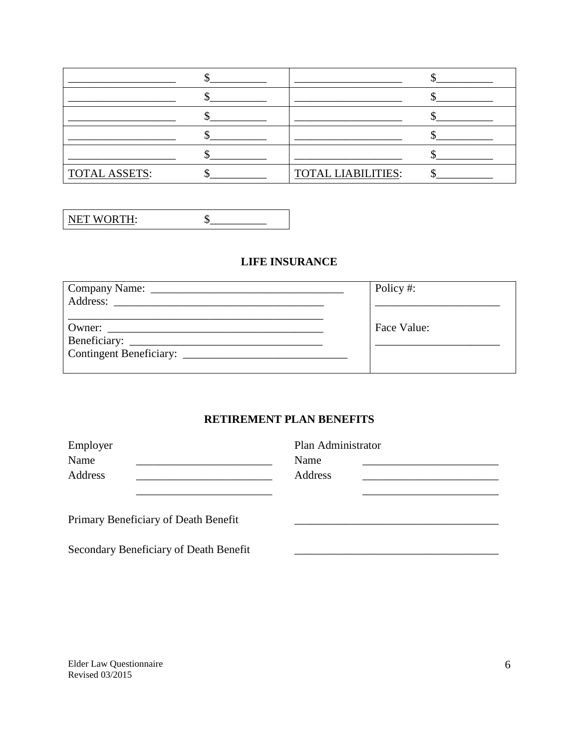| | | | |
|---|---|---|---|
| ___________________ | $__________ | ___________________ | $__________ |
| ___________________ | $__________ | ___________________ | $__________ |
| ___________________ | $__________ | ___________________ | $__________ |
| ___________________ | $__________ | ___________________ | $__________ |
| ___________________ | $__________ | ___________________ | $__________ |
| TOTAL ASSETS: | $__________ | TOTAL LIABILITIES: | $__________ |

| | |
|---|---|
| NET WORTH: | $__________ |

## LIFE INSURANCE

| | |
|---|---|
| Company Name: ___________________________________<br>Address: ______________________________________<br>______________________________________________<br>Owner: _______________________________________<br>Beneficiary: ___________________________________<br>Contingent Beneficiary: ____________________________ | Policy #:<br>______________________<br><br>Face Value:<br>______________________ |

## RETIREMENT PLAN BENEFITS

Employer
Name ________________________
Address ________________________
________________________

Plan Administrator
Name ________________________
Address ________________________
________________________

Primary Beneficiary of Death Benefit ____________________________________

Secondary Beneficiary of Death Benefit ____________________________________

Elder Law Questionnaire
Revised 03/2015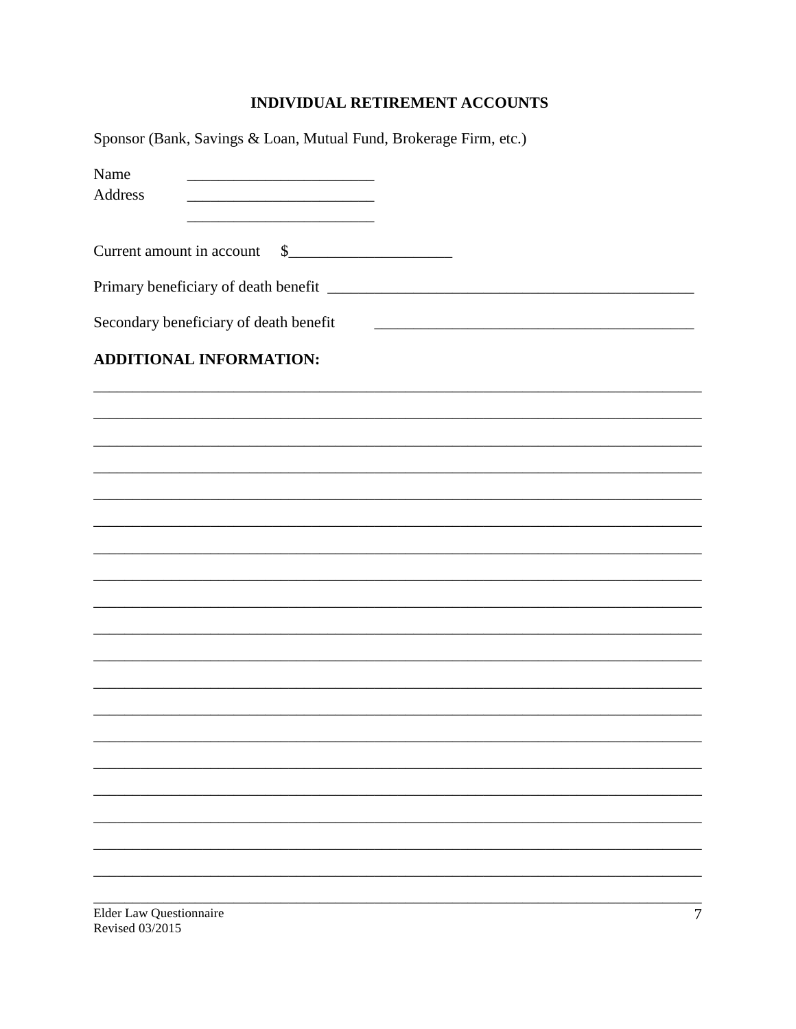## INDIVIDUAL RETIREMENT ACCOUNTS

Sponsor (Bank, Savings & Loan, Mutual Fund, Brokerage Firm, etc.)

Name ________________________

Address ________________________

________________________

Current amount in account $____________________

Primary beneficiary of death benefit ________________________________________________

Secondary beneficiary of death benefit ________________________________________

**ADDITIONAL INFORMATION:**

________________________________________________________________________________

________________________________________________________________________________

________________________________________________________________________________

________________________________________________________________________________

________________________________________________________________________________

________________________________________________________________________________

________________________________________________________________________________

________________________________________________________________________________

________________________________________________________________________________

________________________________________________________________________________

________________________________________________________________________________

________________________________________________________________________________

________________________________________________________________________________

________________________________________________________________________________

________________________________________________________________________________

________________________________________________________________________________

________________________________________________________________________________

________________________________________________________________________________

________________________________________________________________________________